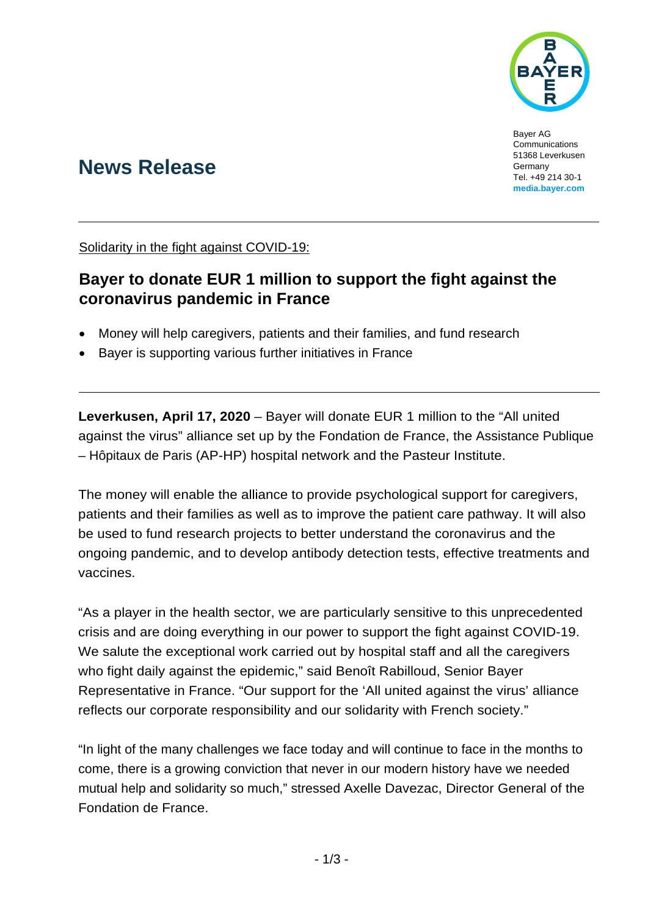Bayer AG
Communications
51368 Leverkusen
Germany
Tel. +49 214 30-1
**media.bayer.com**

# News Release

Solidarity in the fight against COVID-19:

## Bayer to donate EUR 1 million to support the fight against the coronavirus pandemic in France

- Money will help caregivers, patients and their families, and fund research
- Bayer is supporting various further initiatives in France

**Leverkusen, April 17, 2020** – Bayer will donate EUR 1 million to the "All united against the virus" alliance set up by the Fondation de France, the Assistance Publique – Hôpitaux de Paris (AP-HP) hospital network and the Pasteur Institute.

The money will enable the alliance to provide psychological support for caregivers, patients and their families as well as to improve the patient care pathway. It will also be used to fund research projects to better understand the coronavirus and the ongoing pandemic, and to develop antibody detection tests, effective treatments and vaccines.

"As a player in the health sector, we are particularly sensitive to this unprecedented crisis and are doing everything in our power to support the fight against COVID-19. We salute the exceptional work carried out by hospital staff and all the caregivers who fight daily against the epidemic," said Benoît Rabilloud, Senior Bayer Representative in France. "Our support for the 'All united against the virus' alliance reflects our corporate responsibility and our solidarity with French society."

"In light of the many challenges we face today and will continue to face in the months to come, there is a growing conviction that never in our modern history have we needed mutual help and solidarity so much," stressed Axelle Davezac, Director General of the Fondation de France.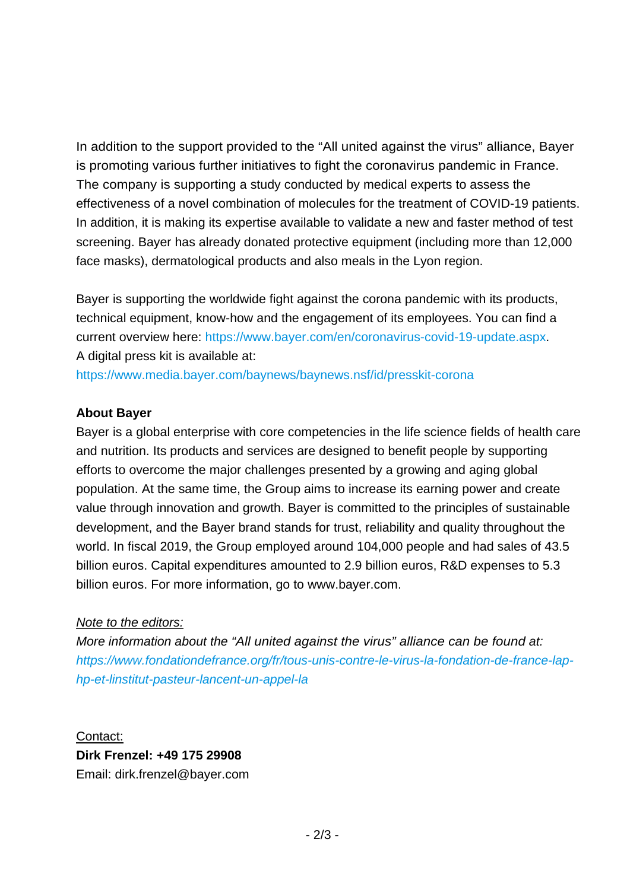In addition to the support provided to the “All united against the virus” alliance, Bayer is promoting various further initiatives to fight the coronavirus pandemic in France. The company is supporting a study conducted by medical experts to assess the effectiveness of a novel combination of molecules for the treatment of COVID-19 patients. In addition, it is making its expertise available to validate a new and faster method of test screening. Bayer has already donated protective equipment (including more than 12,000 face masks), dermatological products and also meals in the Lyon region.

Bayer is supporting the worldwide fight against the corona pandemic with its products, technical equipment, know-how and the engagement of its employees. You can find a current overview here: https://www.bayer.com/en/coronavirus-covid-19-update.aspx.
A digital press kit is available at:
https://www.media.bayer.com/baynews/baynews.nsf/id/presskit-corona

**About Bayer**
Bayer is a global enterprise with core competencies in the life science fields of health care and nutrition. Its products and services are designed to benefit people by supporting efforts to overcome the major challenges presented by a growing and aging global population. At the same time, the Group aims to increase its earning power and create value through innovation and growth. Bayer is committed to the principles of sustainable development, and the Bayer brand stands for trust, reliability and quality throughout the world. In fiscal 2019, the Group employed around 104,000 people and had sales of 43.5 billion euros. Capital expenditures amounted to 2.9 billion euros, R&D expenses to 5.3 billion euros. For more information, go to www.bayer.com.

*Note to the editors:*
*More information about the “All united against the virus” alliance can be found at:*
*https://www.fondationdefrance.org/fr/tous-unis-contre-le-virus-la-fondation-de-france-lap-hp-et-linstitut-pasteur-lancent-un-appel-la*

Contact:
**Dirk Frenzel: +49 175 29908**
Email: dirk.frenzel@bayer.com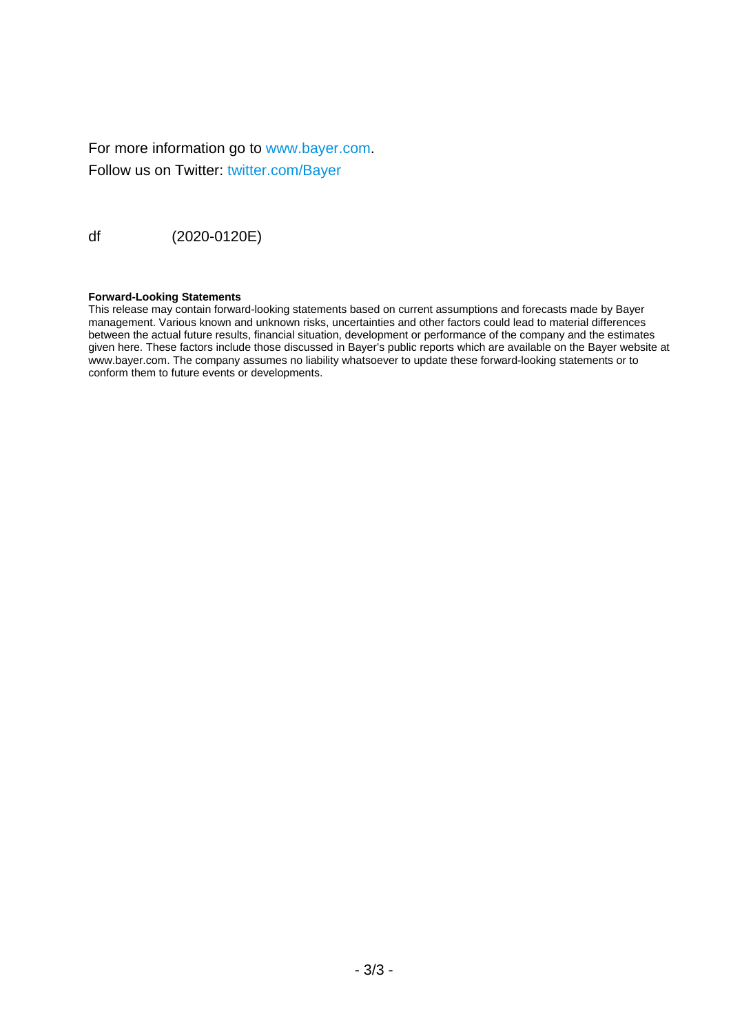For more information go to www.bayer.com.
Follow us on Twitter: twitter.com/Bayer

df (2020-0120E)

**Forward-Looking Statements**
This release may contain forward-looking statements based on current assumptions and forecasts made by Bayer management. Various known and unknown risks, uncertainties and other factors could lead to material differences between the actual future results, financial situation, development or performance of the company and the estimates given here. These factors include those discussed in Bayer's public reports which are available on the Bayer website at www.bayer.com. The company assumes no liability whatsoever to update these forward-looking statements or to conform them to future events or developments.